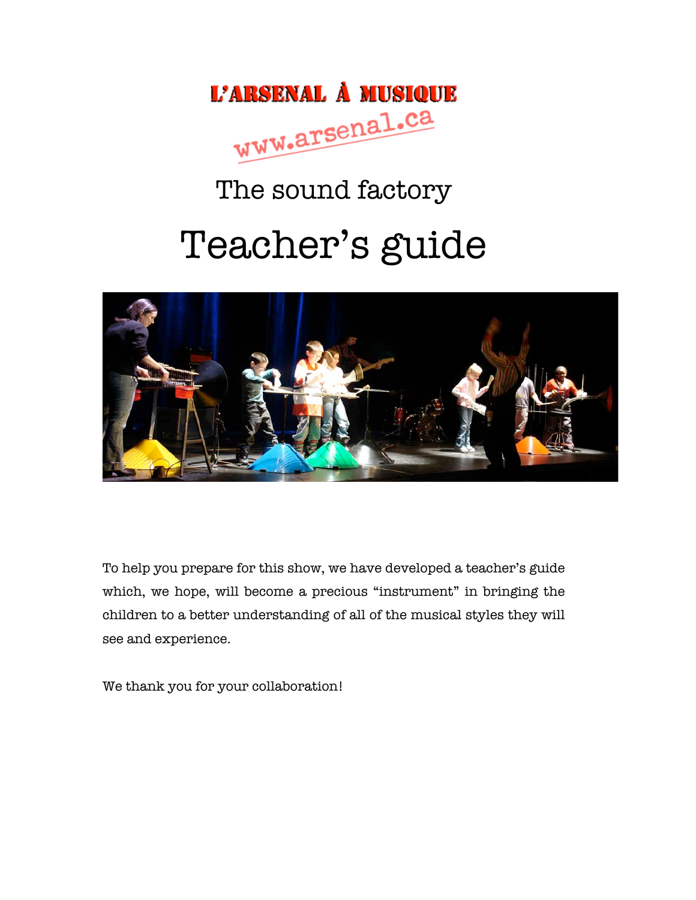L'ARSENAL À MUSIQUE

www.arsenal.ca

# The sound factory

# Teacher's guide

To help you prepare for this show, we have developed a teacher's guide which, we hope, will become a precious "instrument" in bringing the children to a better understanding of all of the musical styles they will see and experience.

We thank you for your collaboration!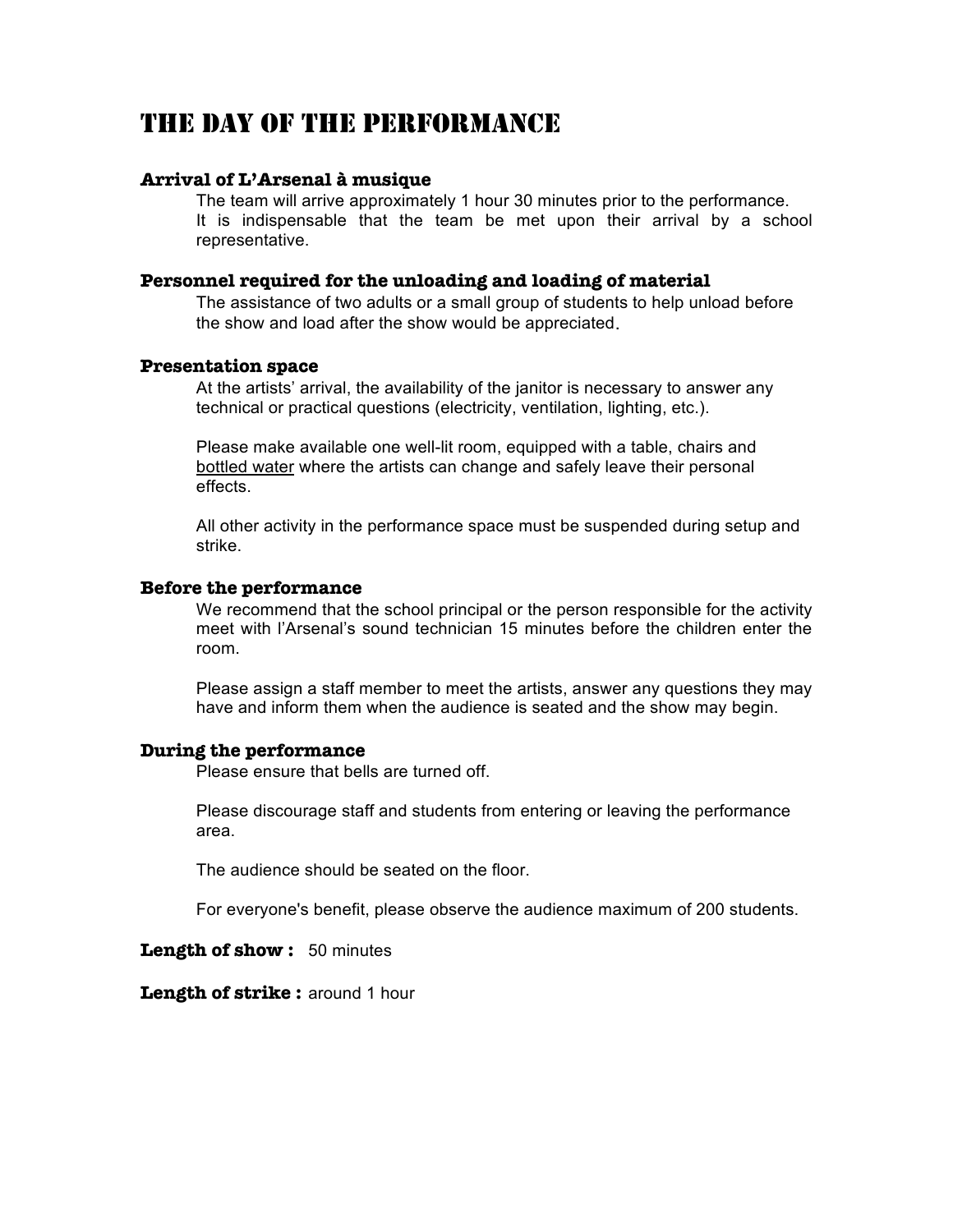# THE DAY OF THE PERFORMANCE

### Arrival of L'Arsenal à musique

The team will arrive approximately 1 hour 30 minutes prior to the performance. It is indispensable that the team be met upon their arrival by a school representative.

### Personnel required for the unloading and loading of material

The assistance of two adults or a small group of students to help unload before the show and load after the show would be appreciated.

### Presentation space

At the artists' arrival, the availability of the janitor is necessary to answer any technical or practical questions (electricity, ventilation, lighting, etc.).

Please make available one well-lit room, equipped with a table, chairs and bottled water where the artists can change and safely leave their personal effects.

All other activity in the performance space must be suspended during setup and strike.

### Before the performance

We recommend that the school principal or the person responsible for the activity meet with l'Arsenal's sound technician 15 minutes before the children enter the room.

Please assign a staff member to meet the artists, answer any questions they may have and inform them when the audience is seated and the show may begin.

### During the performance

Please ensure that bells are turned off.

Please discourage staff and students from entering or leaving the performance area.

The audience should be seated on the floor.

For everyone's benefit, please observe the audience maximum of 200 students.

**Length of show :** 50 minutes

**Length of strike :** around 1 hour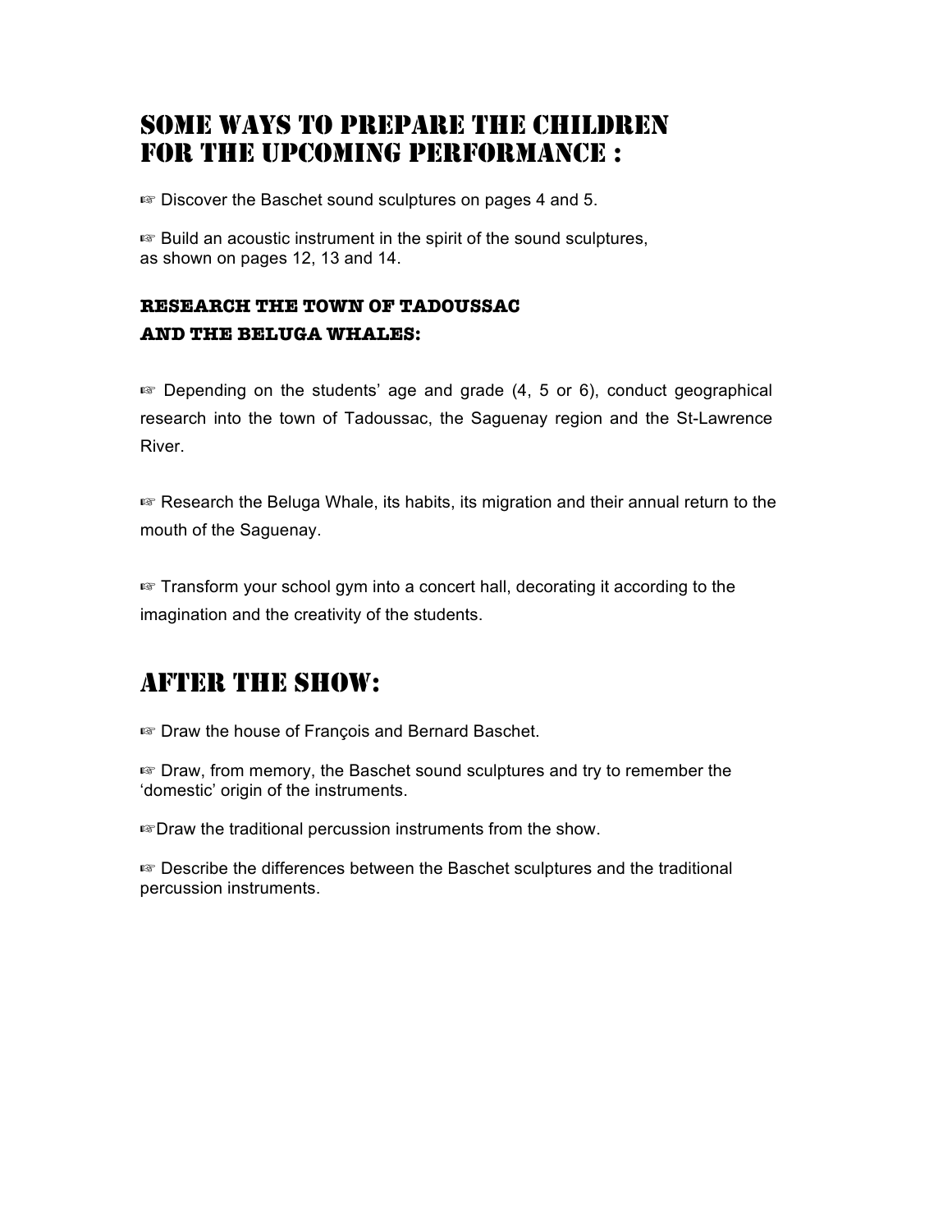# SOME WAYS TO PREPARE THE CHILDREN FOR THE UPCOMING PERFORMANCE :

☞ Discover the Baschet sound sculptures on pages 4 and 5.

☞ Build an acoustic instrument in the spirit of the sound sculptures, as shown on pages 12, 13 and 14.

### RESEARCH THE TOWN OF TADOUSSAC AND THE BELUGA WHALES:

☞ Depending on the students' age and grade (4, 5 or 6), conduct geographical research into the town of Tadoussac, the Saguenay region and the St-Lawrence River.

☞ Research the Beluga Whale, its habits, its migration and their annual return to the mouth of the Saguenay.

☞ Transform your school gym into a concert hall, decorating it according to the imagination and the creativity of the students.

# AFTER THE SHOW:

☞ Draw the house of François and Bernard Baschet.

☞ Draw, from memory, the Baschet sound sculptures and try to remember the 'domestic' origin of the instruments.

☞Draw the traditional percussion instruments from the show.

☞ Describe the differences between the Baschet sculptures and the traditional percussion instruments.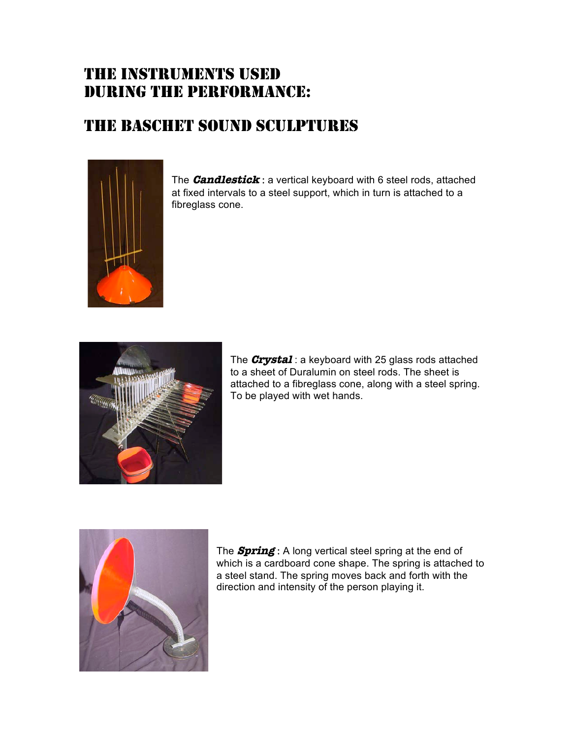# THE INSTRUMENTS USED DURING THE PERFORMANCE:

# THE BASCHET SOUND SCULPTURES

The ***Candlestick*** : a vertical keyboard with 6 steel rods, attached at fixed intervals to a steel support, which in turn is attached to a fibreglass cone.

The ***Crystal*** : a keyboard with 25 glass rods attached to a sheet of Duralumin on steel rods. The sheet is attached to a fibreglass cone, along with a steel spring. To be played with wet hands.

The ***Spring*** : A long vertical steel spring at the end of which is a cardboard cone shape. The spring is attached to a steel stand. The spring moves back and forth with the direction and intensity of the person playing it.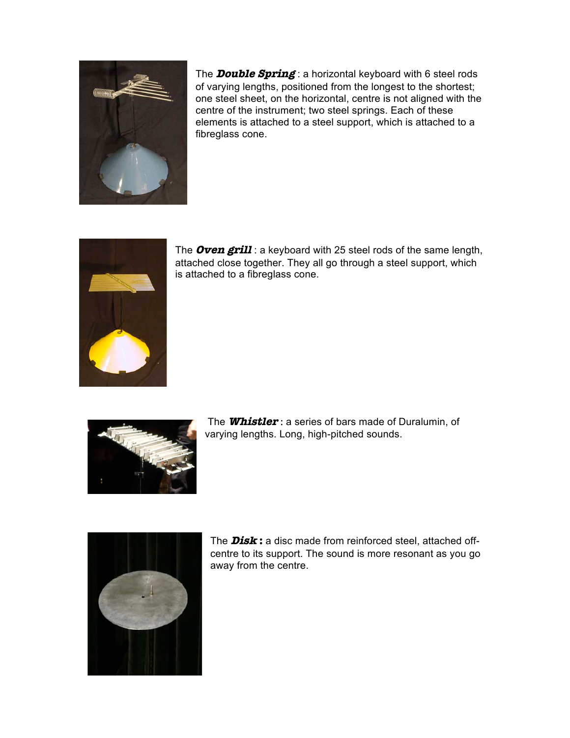The ***Double Spring*** : a horizontal keyboard with 6 steel rods of varying lengths, positioned from the longest to the shortest; one steel sheet, on the horizontal, centre is not aligned with the centre of the instrument; two steel springs. Each of these elements is attached to a steel support, which is attached to a fibreglass cone.

The ***Oven grill*** : a keyboard with 25 steel rods of the same length, attached close together. They all go through a steel support, which is attached to a fibreglass cone.

The ***Whistler*** **:** a series of bars made of Duralumin, of varying lengths. Long, high-pitched sounds.

The ***Disk*** **:** a disc made from reinforced steel, attached off-centre to its support. The sound is more resonant as you go away from the centre.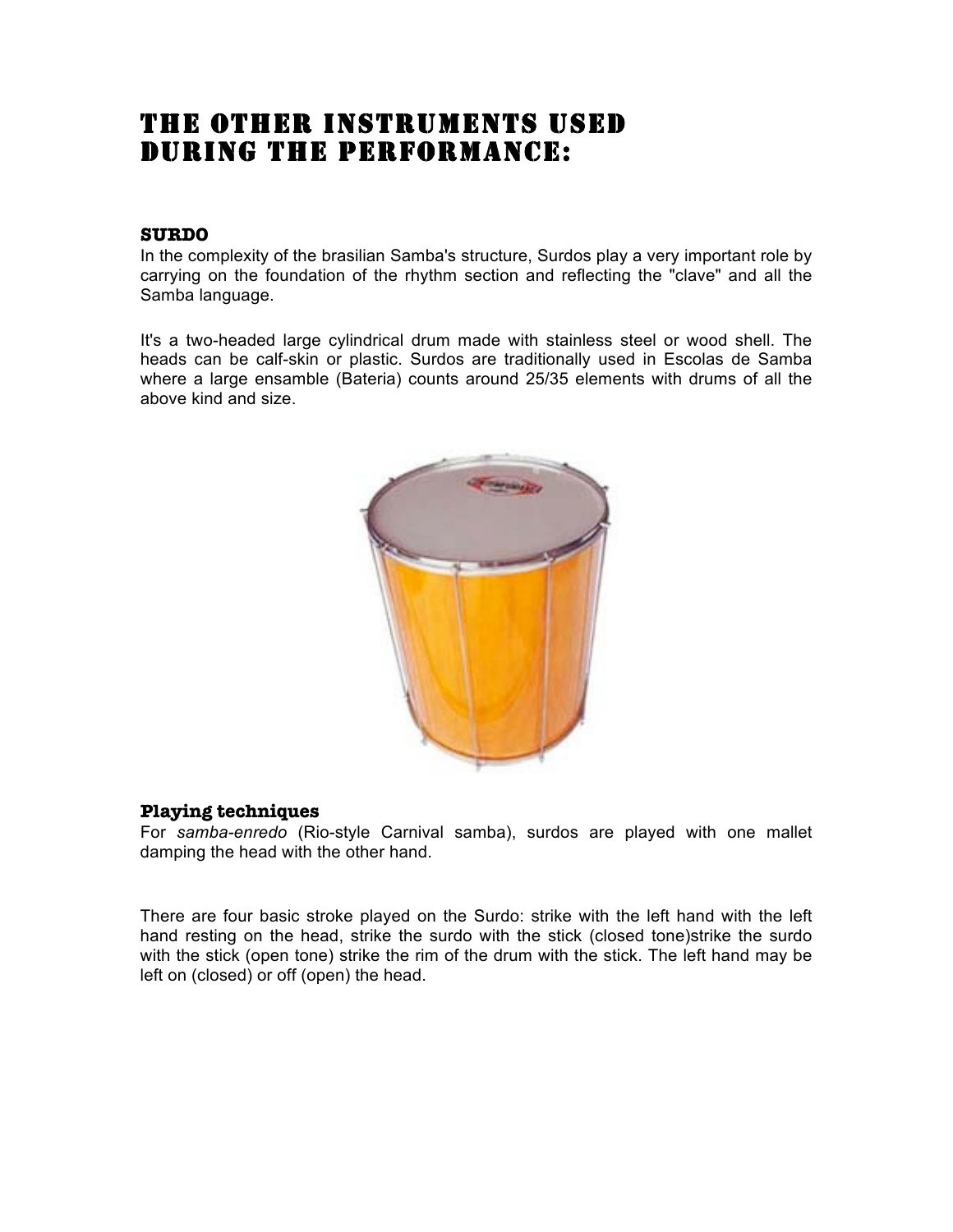# THE OTHER INSTRUMENTS USED DURING THE PERFORMANCE:

### SURDO

In the complexity of the brasilian Samba's structure, Surdos play a very important role by carrying on the foundation of the rhythm section and reflecting the "clave" and all the Samba language.

It's a two-headed large cylindrical drum made with stainless steel or wood shell. The heads can be calf-skin or plastic. Surdos are traditionally used in Escolas de Samba where a large ensamble (Bateria) counts around 25/35 elements with drums of all the above kind and size.

### Playing techniques

For *samba-enredo* (Rio-style Carnival samba), surdos are played with one mallet damping the head with the other hand.

There are four basic stroke played on the Surdo: strike with the left hand with the left hand resting on the head, strike the surdo with the stick (closed tone)strike the surdo with the stick (open tone) strike the rim of the drum with the stick. The left hand may be left on (closed) or off (open) the head.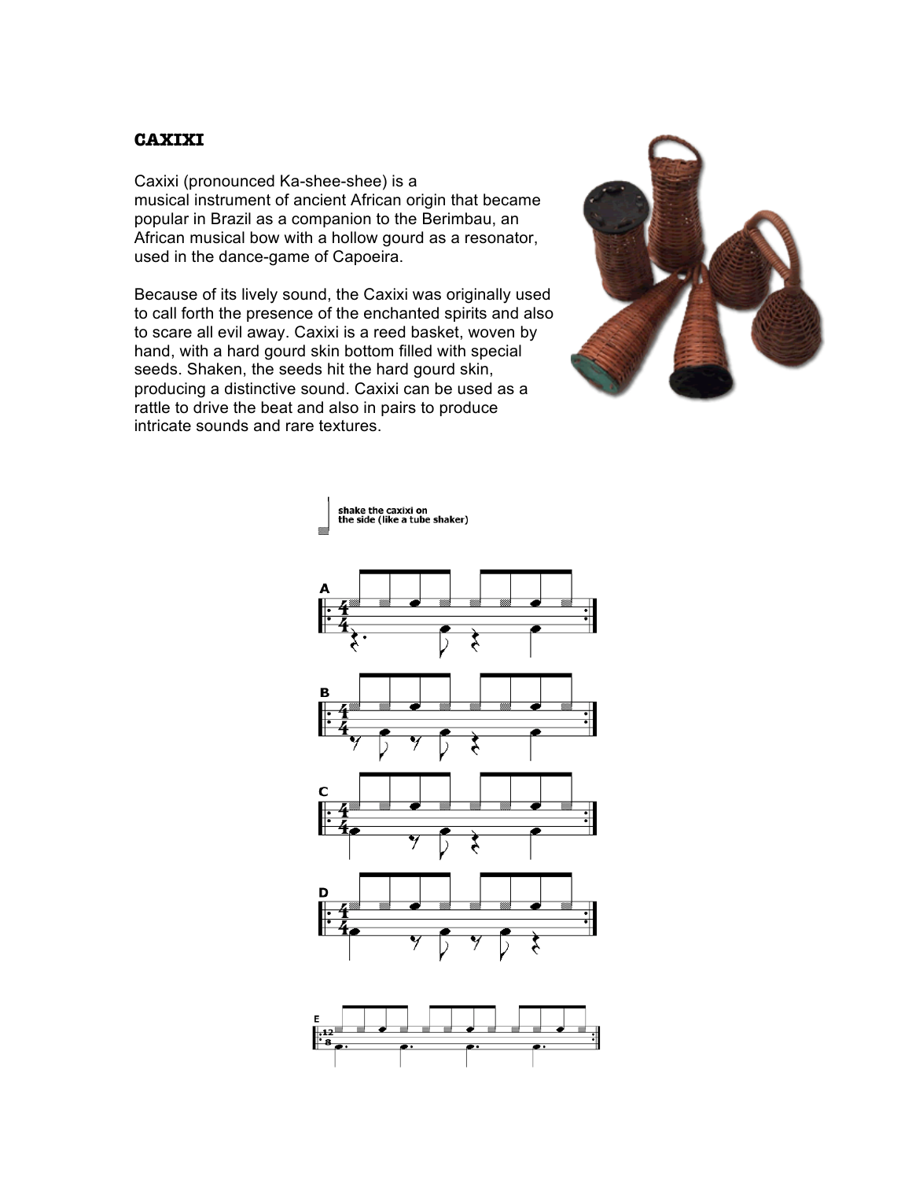## CAXIXI

Caxixi (pronounced Ka-shee-shee) is a musical instrument of ancient African origin that became popular in Brazil as a companion to the Berimbau, an African musical bow with a hollow gourd as a resonator, used in the dance-game of Capoeira.

Because of its lively sound, the Caxixi was originally used to call forth the presence of the enchanted spirits and also to scare all evil away. Caxixi is a reed basket, woven by hand, with a hard gourd skin bottom filled with special seeds. Shaken, the seeds hit the hard gourd skin, producing a distinctive sound. Caxixi can be used as a rattle to drive the beat and also in pairs to produce intricate sounds and rare textures.

shake the caxixi on the side (like a tube shaker)

A

B

C

D

E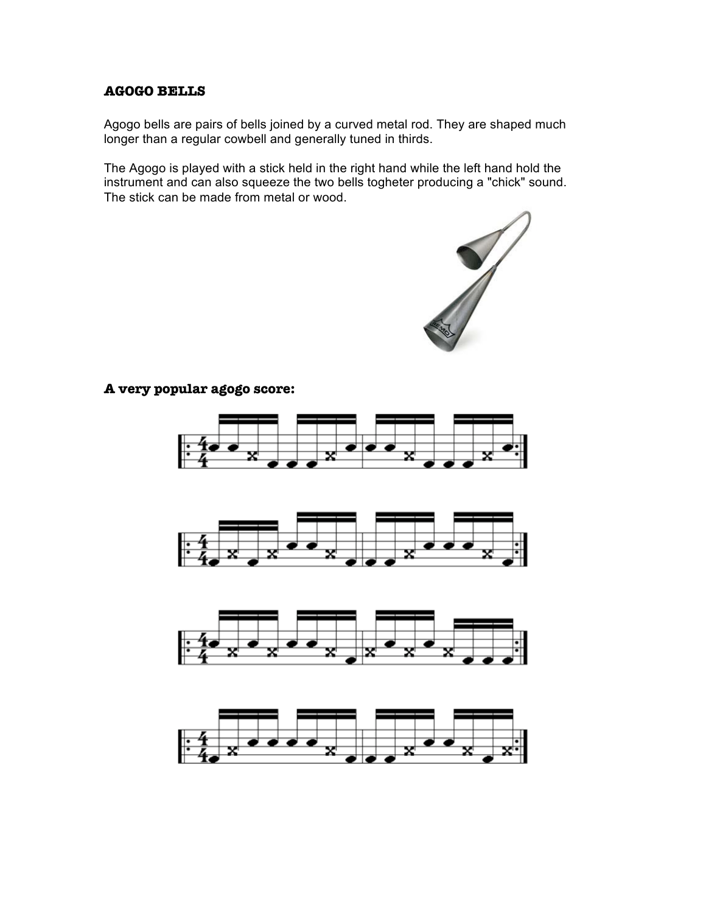# AGOGO BELLS

Agogo bells are pairs of bells joined by a curved metal rod. They are shaped much longer than a regular cowbell and generally tuned in thirds.

The Agogo is played with a stick held in the right hand while the left hand hold the instrument and can also squeeze the two bells togheter producing a "chick" sound. The stick can be made from metal or wood.

## A very popular agogo score: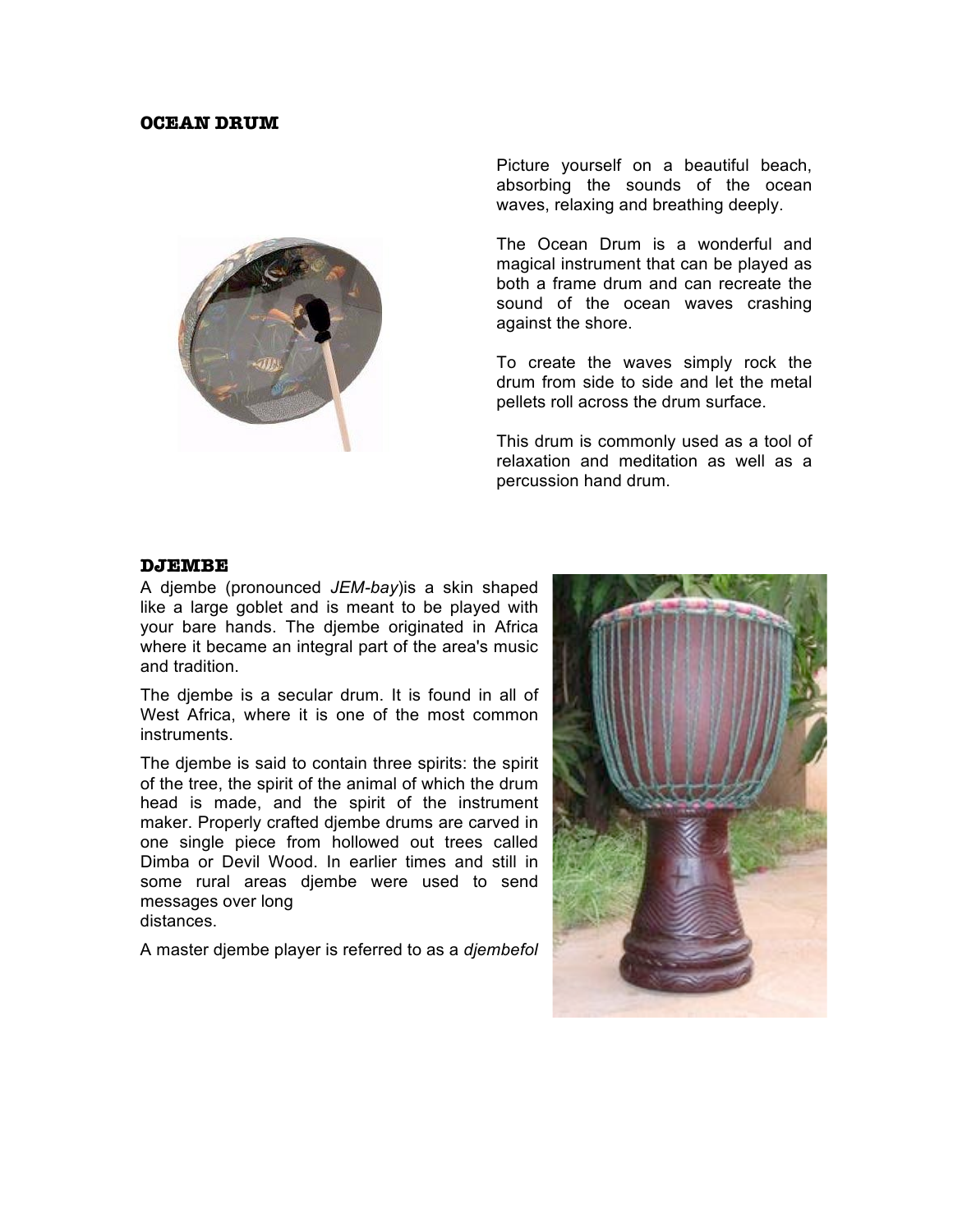## OCEAN DRUM

Picture yourself on a beautiful beach, absorbing the sounds of the ocean waves, relaxing and breathing deeply.

The Ocean Drum is a wonderful and magical instrument that can be played as both a frame drum and can recreate the sound of the ocean waves crashing against the shore.

To create the waves simply rock the drum from side to side and let the metal pellets roll across the drum surface.

This drum is commonly used as a tool of relaxation and meditation as well as a percussion hand drum.

## DJEMBE

A djembe (pronounced *JEM-bay*)is a skin shaped like a large goblet and is meant to be played with your bare hands. The djembe originated in Africa where it became an integral part of the area's music and tradition.

The djembe is a secular drum. It is found in all of West Africa, where it is one of the most common instruments.

The djembe is said to contain three spirits: the spirit of the tree, the spirit of the animal of which the drum head is made, and the spirit of the instrument maker. Properly crafted djembe drums are carved in one single piece from hollowed out trees called Dimba or Devil Wood. In earlier times and still in some rural areas djembe were used to send messages over long distances.

A master djembe player is referred to as a *djembefol*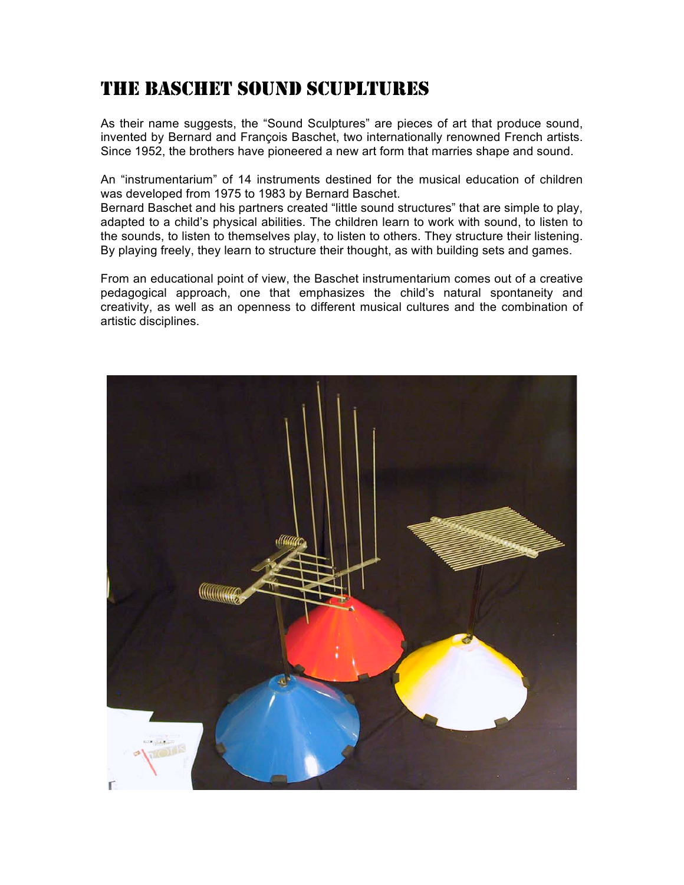# THE BASCHET SOUND SCUPLTURES

As their name suggests, the “Sound Sculptures” are pieces of art that produce sound, invented by Bernard and François Baschet, two internationally renowned French artists. Since 1952, the brothers have pioneered a new art form that marries shape and sound.

An “instrumentarium” of 14 instruments destined for the musical education of children was developed from 1975 to 1983 by Bernard Baschet.
Bernard Baschet and his partners created “little sound structures” that are simple to play, adapted to a child’s physical abilities. The children learn to work with sound, to listen to the sounds, to listen to themselves play, to listen to others. They structure their listening. By playing freely, they learn to structure their thought, as with building sets and games.

From an educational point of view, the Baschet instrumentarium comes out of a creative pedagogical approach, one that emphasizes the child’s natural spontaneity and creativity, as well as an openness to different musical cultures and the combination of artistic disciplines.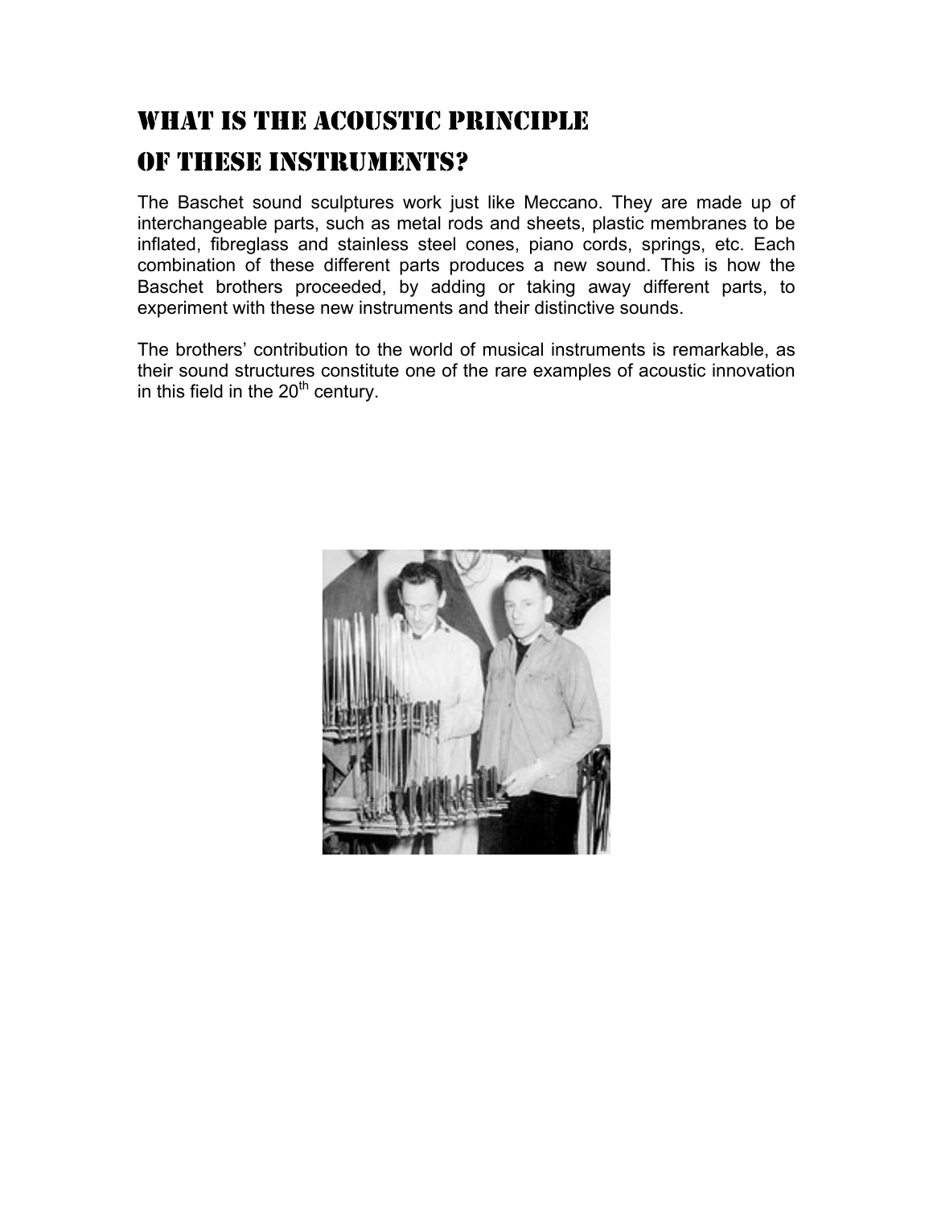# What is the acoustic principle of these instruments?

The Baschet sound sculptures work just like Meccano. They are made up of interchangeable parts, such as metal rods and sheets, plastic membranes to be inflated, fibreglass and stainless steel cones, piano cords, springs, etc. Each combination of these different parts produces a new sound. This is how the Baschet brothers proceeded, by adding or taking away different parts, to experiment with these new instruments and their distinctive sounds.

The brothers' contribution to the world of musical instruments is remarkable, as their sound structures constitute one of the rare examples of acoustic innovation in this field in the 20th century.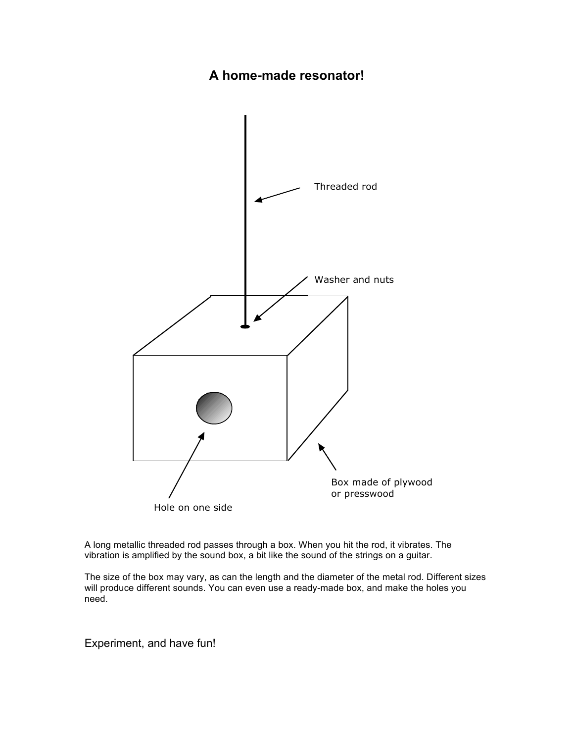# A home-made resonator!

Threaded rod

Washer and nuts

Hole on one side

Box made of plywood or presswood

A long metallic threaded rod passes through a box. When you hit the rod, it vibrates. The vibration is amplified by the sound box, a bit like the sound of the strings on a guitar.

The size of the box may vary, as can the length and the diameter of the metal rod. Different sizes will produce different sounds. You can even use a ready-made box, and make the holes you need.

Experiment, and have fun!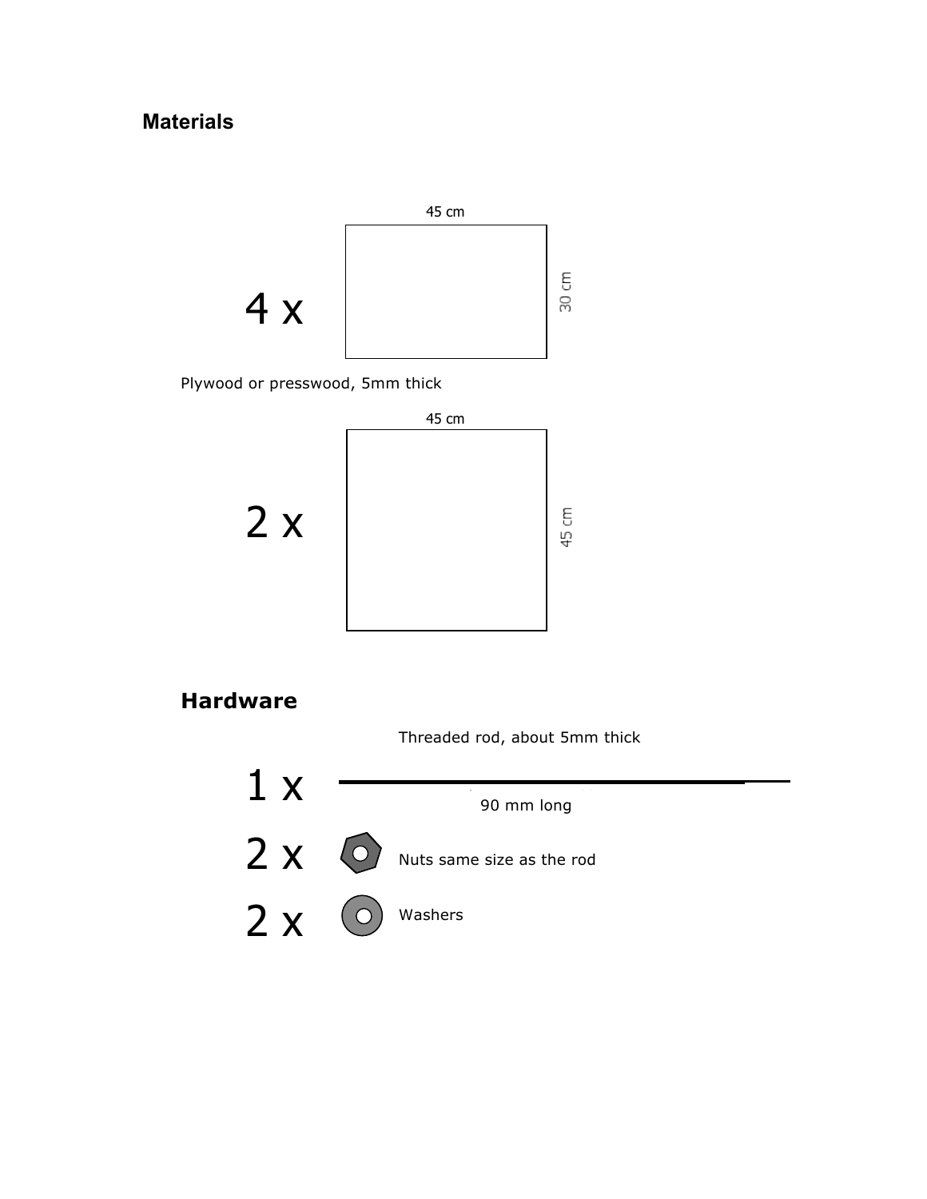## Materials

4 x — 45 cm × 30 cm

Plywood or presswood, 5mm thick

2 x — 45 cm × 45 cm

## Hardware

Threaded rod, about 5mm thick

1 x — 90 mm long

2 x — Nuts same size as the rod

2 x — Washers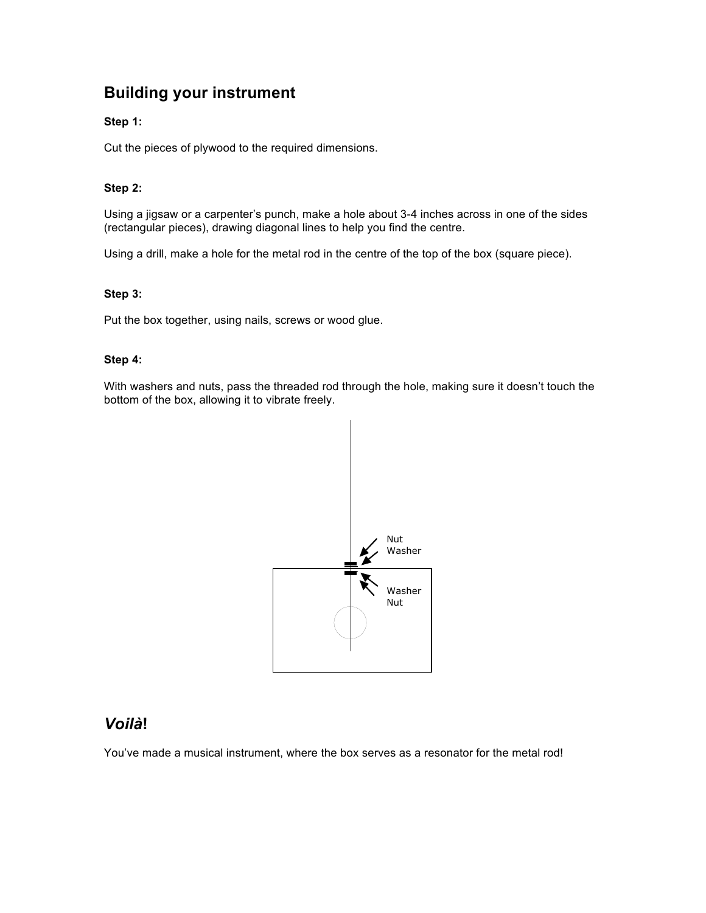## Building your instrument

**Step 1:**

Cut the pieces of plywood to the required dimensions.

**Step 2:**

Using a jigsaw or a carpenter's punch, make a hole about 3-4 inches across in one of the sides (rectangular pieces), drawing diagonal lines to help you find the centre.

Using a drill, make a hole for the metal rod in the centre of the top of the box (square piece).

**Step 3:**

Put the box together, using nails, screws or wood glue.

**Step 4:**

With washers and nuts, pass the threaded rod through the hole, making sure it doesn't touch the bottom of the box, allowing it to vibrate freely.

Nut
Washer

Washer
Nut

## *Voilà*!

You've made a musical instrument, where the box serves as a resonator for the metal rod!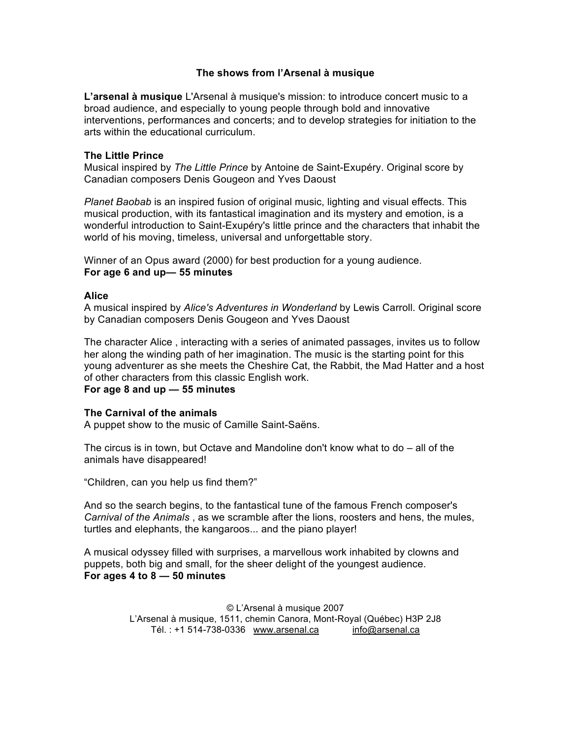## The shows from l'Arsenal à musique

**L'arsenal à musique** L'Arsenal à musique's mission: to introduce concert music to a broad audience, and especially to young people through bold and innovative interventions, performances and concerts; and to develop strategies for initiation to the arts within the educational curriculum.

### The Little Prince

Musical inspired by *The Little Prince* by Antoine de Saint-Exupéry. Original score by Canadian composers Denis Gougeon and Yves Daoust

*Planet Baobab* is an inspired fusion of original music, lighting and visual effects. This musical production, with its fantastical imagination and its mystery and emotion, is a wonderful introduction to Saint-Exupéry's little prince and the characters that inhabit the world of his moving, timeless, universal and unforgettable story.

Winner of an Opus award (2000) for best production for a young audience.
**For age 6 and up— 55 minutes**

### Alice

A musical inspired by *Alice's Adventures in Wonderland* by Lewis Carroll. Original score by Canadian composers Denis Gougeon and Yves Daoust

The character Alice , interacting with a series of animated passages, invites us to follow her along the winding path of her imagination. The music is the starting point for this young adventurer as she meets the Cheshire Cat, the Rabbit, the Mad Hatter and a host of other characters from this classic English work.
**For age 8 and up — 55 minutes**

### The Carnival of the animals

A puppet show to the music of Camille Saint-Saëns.

The circus is in town, but Octave and Mandoline don't know what to do – all of the animals have disappeared!

"Children, can you help us find them?"

And so the search begins, to the fantastical tune of the famous French composer's *Carnival of the Animals* , as we scramble after the lions, roosters and hens, the mules, turtles and elephants, the kangaroos... and the piano player!

A musical odyssey filled with surprises, a marvellous work inhabited by clowns and puppets, both big and small, for the sheer delight of the youngest audience.
**For ages 4 to 8 — 50 minutes**

© L'Arsenal à musique 2007
L'Arsenal à musique, 1511, chemin Canora, Mont-Royal (Québec) H3P 2J8
Tél. : +1 514-738-0336 www.arsenal.ca info@arsenal.ca